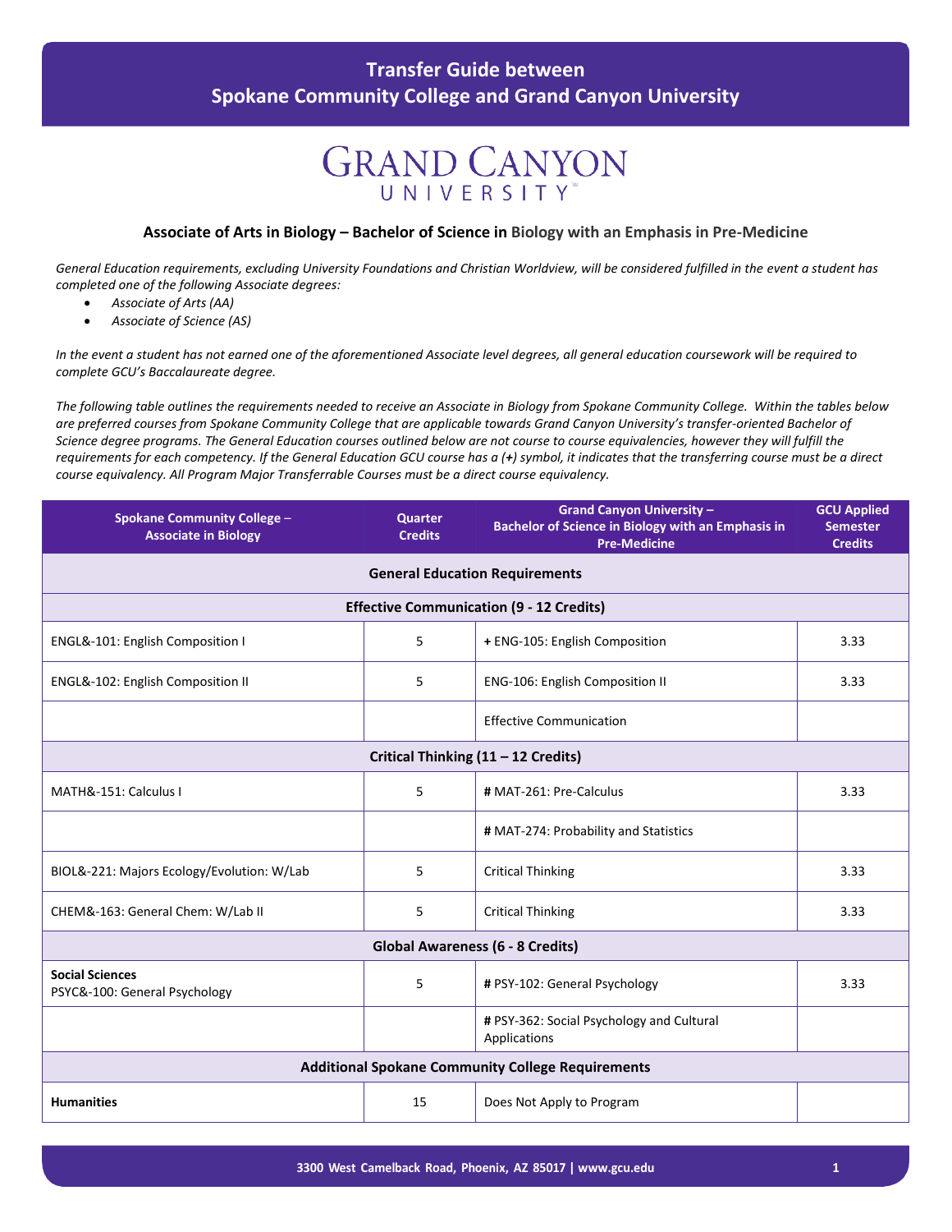# Transfer Guide between Spokane Community College and Grand Canyon University

GRAND CANYON UNIVERSITY

### Associate of Arts in Biology – Bachelor of Science in Biology with an Emphasis in Pre-Medicine

*General Education requirements, excluding University Foundations and Christian Worldview, will be considered fulfilled in the event a student has completed one of the following Associate degrees:*

- *Associate of Arts (AA)*
- *Associate of Science (AS)*

*In the event a student has not earned one of the aforementioned Associate level degrees, all general education coursework will be required to complete GCU's Baccalaureate degree.*

*The following table outlines the requirements needed to receive an Associate in Biology from Spokane Community College. Within the tables below are preferred courses from Spokane Community College that are applicable towards Grand Canyon University's transfer-oriented Bachelor of Science degree programs. The General Education courses outlined below are not course to course equivalencies, however they will fulfill the requirements for each competency. If the General Education GCU course has a (+) symbol, it indicates that the transferring course must be a direct course equivalency. All Program Major Transferrable Courses must be a direct course equivalency.*

| Spokane Community College – Associate in Biology | Quarter Credits | Grand Canyon University – Bachelor of Science in Biology with an Emphasis in Pre-Medicine | GCU Applied Semester Credits |
|---|---|---|---|
| **General Education Requirements** | | | |
| **Effective Communication (9 - 12 Credits)** | | | |
| ENGL&-101: English Composition I | 5 | + ENG-105: English Composition | 3.33 |
| ENGL&-102: English Composition II | 5 | ENG-106: English Composition II | 3.33 |
| | | Effective Communication | |
| **Critical Thinking (11 – 12 Credits)** | | | |
| MATH&-151: Calculus I | 5 | # MAT-261: Pre-Calculus | 3.33 |
| | | # MAT-274: Probability and Statistics | |
| BIOL&-221: Majors Ecology/Evolution: W/Lab | 5 | Critical Thinking | 3.33 |
| CHEM&-163: General Chem: W/Lab II | 5 | Critical Thinking | 3.33 |
| **Global Awareness (6 - 8 Credits)** | | | |
| **Social Sciences** PSYC&-100: General Psychology | 5 | # PSY-102: General Psychology | 3.33 |
| | | # PSY-362: Social Psychology and Cultural Applications | |
| **Additional Spokane Community College Requirements** | | | |
| **Humanities** | 15 | Does Not Apply to Program | |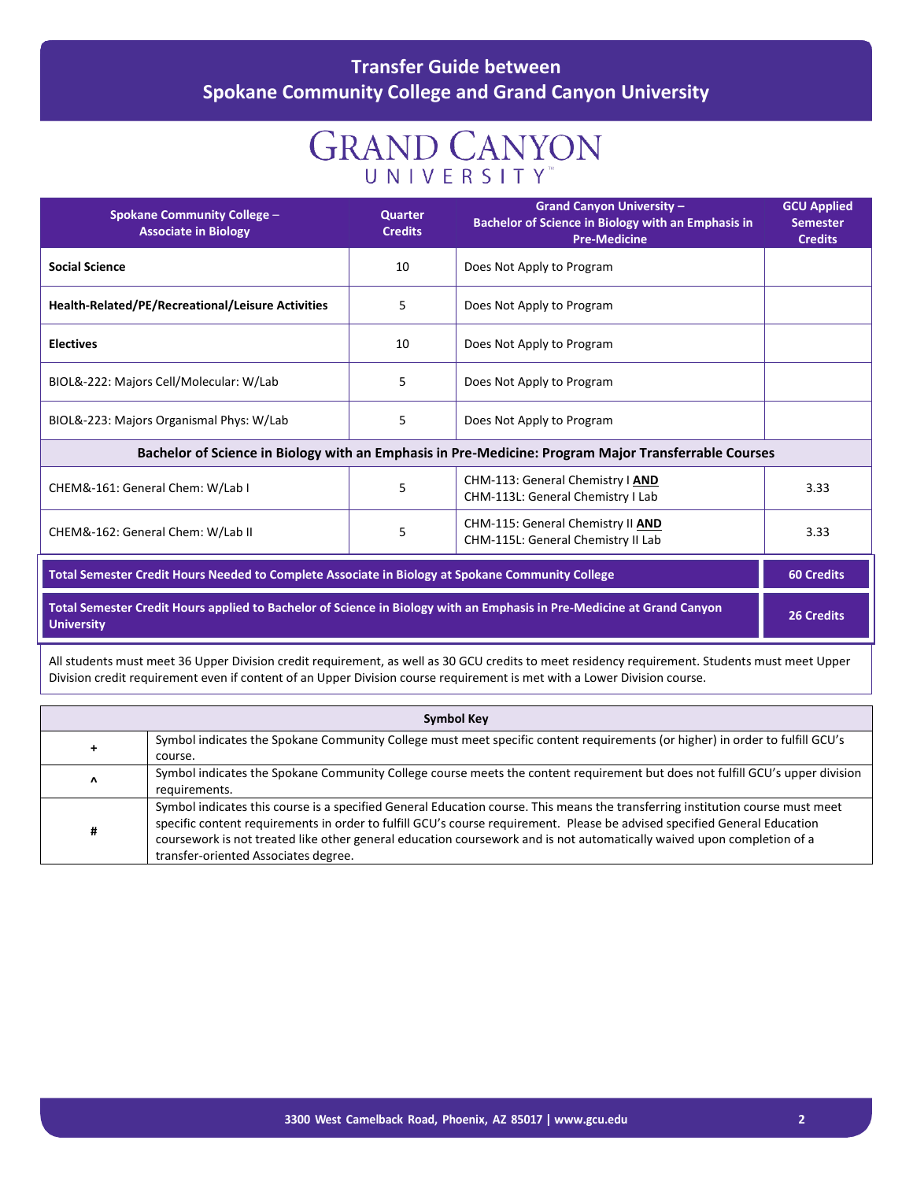## Transfer Guide between Spokane Community College and Grand Canyon University

| Spokane Community College – Associate in Biology | Quarter Credits | Grand Canyon University – Bachelor of Science in Biology with an Emphasis in Pre-Medicine | GCU Applied Semester Credits |
|---|---|---|---|
| **Social Science** | 10 | Does Not Apply to Program | |
| **Health-Related/PE/Recreational/Leisure Activities** | 5 | Does Not Apply to Program | |
| **Electives** | 10 | Does Not Apply to Program | |
| BIOL&-222: Majors Cell/Molecular: W/Lab | 5 | Does Not Apply to Program | |
| BIOL&-223: Majors Organismal Phys: W/Lab | 5 | Does Not Apply to Program | |
| **Bachelor of Science in Biology with an Emphasis in Pre-Medicine: Program Major Transferrable Courses** | | | |
| CHEM&-161: General Chem: W/Lab I | 5 | CHM-113: General Chemistry I **AND** CHM-113L: General Chemistry I Lab | 3.33 |
| CHEM&-162: General Chem: W/Lab II | 5 | CHM-115: General Chemistry II **AND** CHM-115L: General Chemistry II Lab | 3.33 |
| **Total Semester Credit Hours Needed to Complete Associate in Biology at Spokane Community College** | | | **60 Credits** |
| **Total Semester Credit Hours applied to Bachelor of Science in Biology with an Emphasis in Pre-Medicine at Grand Canyon University** | | | **26 Credits** |

All students must meet 36 Upper Division credit requirement, as well as 30 GCU credits to meet residency requirement. Students must meet Upper Division credit requirement even if content of an Upper Division course requirement is met with a Lower Division course.

| Symbol Key | |
|---|---|
| + | Symbol indicates the Spokane Community College must meet specific content requirements (or higher) in order to fulfill GCU's course. |
| ^ | Symbol indicates the Spokane Community College course meets the content requirement but does not fulfill GCU's upper division requirements. |
| # | Symbol indicates this course is a specified General Education course. This means the transferring institution course must meet specific content requirements in order to fulfill GCU's course requirement. Please be advised specified General Education coursework is not treated like other general education coursework and is not automatically waived upon completion of a transfer-oriented Associates degree. |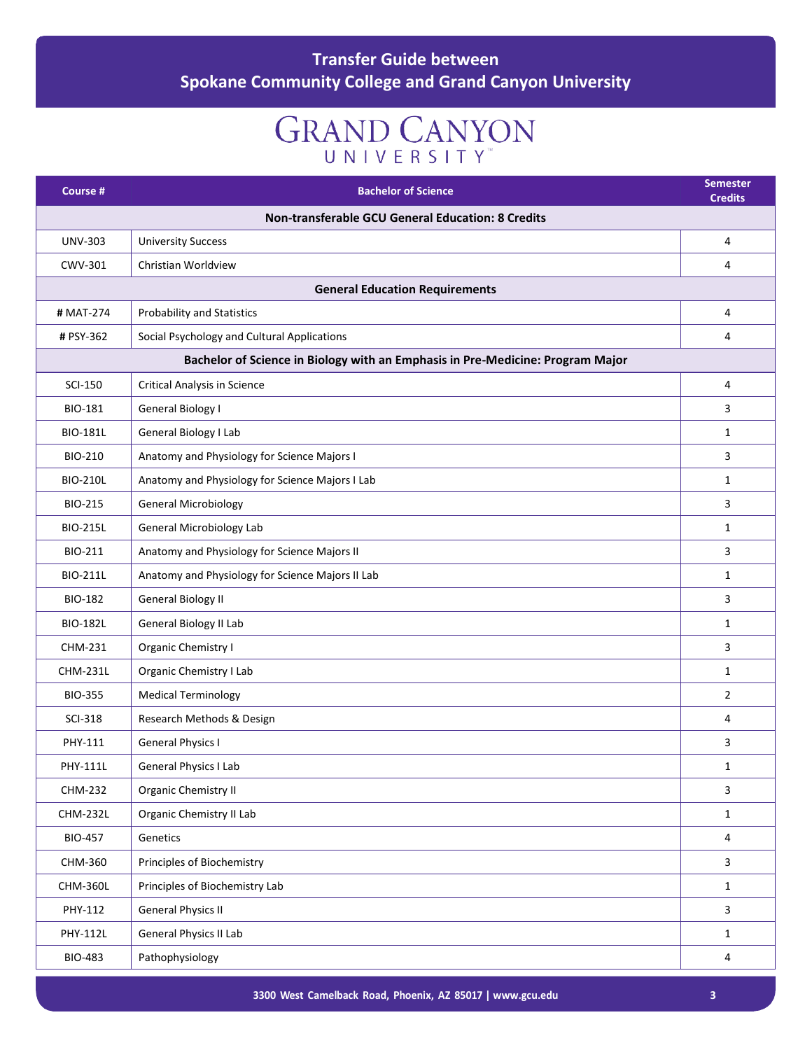# Transfer Guide between Spokane Community College and Grand Canyon University

GRAND CANYON UNIVERSITY

| Course # | Bachelor of Science | Semester Credits |
|---|---|---|
| **Non-transferable GCU General Education: 8 Credits** | | |
| UNV-303 | University Success | 4 |
| CWV-301 | Christian Worldview | 4 |
| **General Education Requirements** | | |
| **#** MAT-274 | Probability and Statistics | 4 |
| **#** PSY-362 | Social Psychology and Cultural Applications | 4 |
| **Bachelor of Science in Biology with an Emphasis in Pre-Medicine: Program Major** | | |
| SCI-150 | Critical Analysis in Science | 4 |
| BIO-181 | General Biology I | 3 |
| BIO-181L | General Biology I Lab | 1 |
| BIO-210 | Anatomy and Physiology for Science Majors I | 3 |
| BIO-210L | Anatomy and Physiology for Science Majors I Lab | 1 |
| BIO-215 | General Microbiology | 3 |
| BIO-215L | General Microbiology Lab | 1 |
| BIO-211 | Anatomy and Physiology for Science Majors II | 3 |
| BIO-211L | Anatomy and Physiology for Science Majors II Lab | 1 |
| BIO-182 | General Biology II | 3 |
| BIO-182L | General Biology II Lab | 1 |
| CHM-231 | Organic Chemistry I | 3 |
| CHM-231L | Organic Chemistry I Lab | 1 |
| BIO-355 | Medical Terminology | 2 |
| SCI-318 | Research Methods & Design | 4 |
| PHY-111 | General Physics I | 3 |
| PHY-111L | General Physics I Lab | 1 |
| CHM-232 | Organic Chemistry II | 3 |
| CHM-232L | Organic Chemistry II Lab | 1 |
| BIO-457 | Genetics | 4 |
| CHM-360 | Principles of Biochemistry | 3 |
| CHM-360L | Principles of Biochemistry Lab | 1 |
| PHY-112 | General Physics II | 3 |
| PHY-112L | General Physics II Lab | 1 |
| BIO-483 | Pathophysiology | 4 |

3300 West Camelback Road, Phoenix, AZ 85017 | www.gcu.edu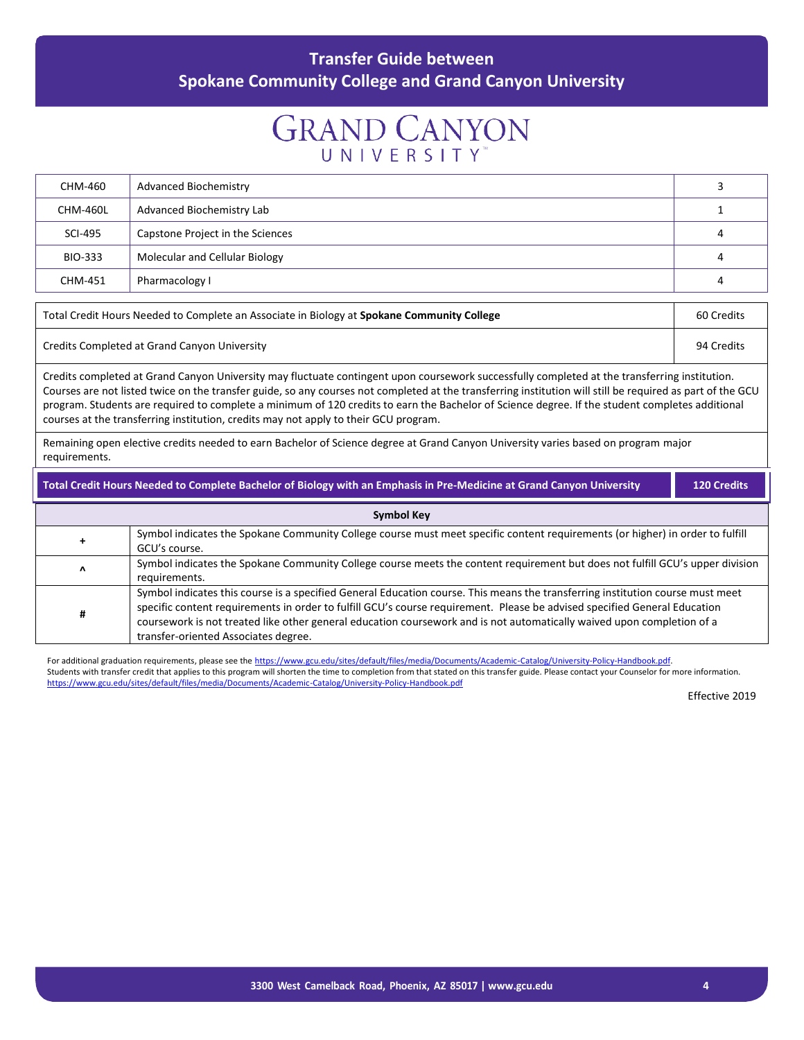## Transfer Guide between Spokane Community College and Grand Canyon University

| | | |
|---|---|---|
| CHM-460 | Advanced Biochemistry | 3 |
| CHM-460L | Advanced Biochemistry Lab | 1 |
| SCI-495 | Capstone Project in the Sciences | 4 |
| BIO-333 | Molecular and Cellular Biology | 4 |
| CHM-451 | Pharmacology I | 4 |

| | |
|---|---|
| Total Credit Hours Needed to Complete an Associate in Biology at **Spokane Community College** | 60 Credits |
| Credits Completed at Grand Canyon University | 94 Credits |

Credits completed at Grand Canyon University may fluctuate contingent upon coursework successfully completed at the transferring institution. Courses are not listed twice on the transfer guide, so any courses not completed at the transferring institution will still be required as part of the GCU program. Students are required to complete a minimum of 120 credits to earn the Bachelor of Science degree. If the student completes additional courses at the transferring institution, credits may not apply to their GCU program.

Remaining open elective credits needed to earn Bachelor of Science degree at Grand Canyon University varies based on program major requirements.

| | |
|---|---|
| **Total Credit Hours Needed to Complete Bachelor of Biology with an Emphasis in Pre-Medicine at Grand Canyon University** | **120 Credits** |

**Symbol Key**

| | |
|---|---|
| + | Symbol indicates the Spokane Community College course must meet specific content requirements (or higher) in order to fulfill GCU's course. |
| ^ | Symbol indicates the Spokane Community College course meets the content requirement but does not fulfill GCU's upper division requirements. |
| # | Symbol indicates this course is a specified General Education course. This means the transferring institution course must meet specific content requirements in order to fulfill GCU's course requirement. Please be advised specified General Education coursework is not treated like other general education coursework and is not automatically waived upon completion of a transfer-oriented Associates degree. |

For additional graduation requirements, please see the https://www.gcu.edu/sites/default/files/media/Documents/Academic-Catalog/University-Policy-Handbook.pdf.
Students with transfer credit that applies to this program will shorten the time to completion from that stated on this transfer guide. Please contact your Counselor for more information.
https://www.gcu.edu/sites/default/files/media/Documents/Academic-Catalog/University-Policy-Handbook.pdf

Effective 2019